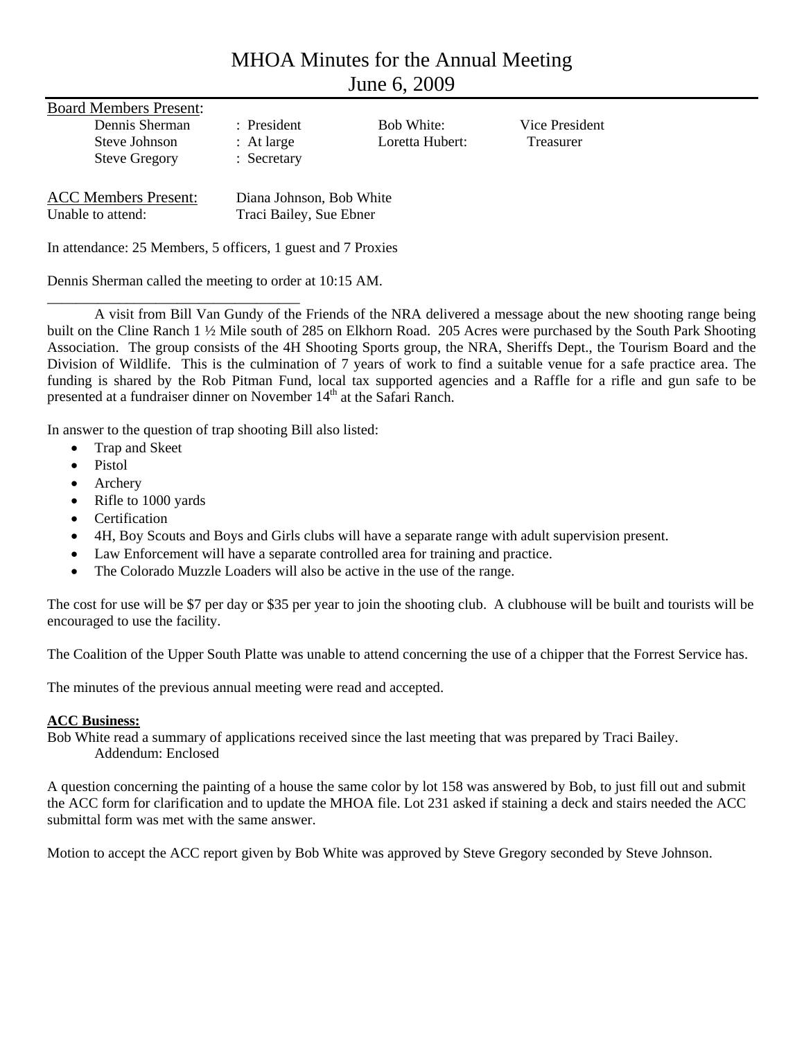# MHOA Minutes for the Annual Meeting
# June 6, 2009

Board Members Present:

| | | | |
|---|---|---|---|
| Dennis Sherman | : President | Bob White: | Vice President |
| Steve Johnson | : At large | Loretta Hubert: | Treasurer |
| Steve Gregory | : Secretary | | |

ACC Members Present: Diana Johnson, Bob White
Unable to attend: Traci Bailey, Sue Ebner

In attendance: 25 Members, 5 officers, 1 guest and 7 Proxies

Dennis Sherman called the meeting to order at 10:15 AM.

---

A visit from Bill Van Gundy of the Friends of the NRA delivered a message about the new shooting range being built on the Cline Ranch 1 ½ Mile south of 285 on Elkhorn Road. 205 Acres were purchased by the South Park Shooting Association. The group consists of the 4H Shooting Sports group, the NRA, Sheriffs Dept., the Tourism Board and the Division of Wildlife. This is the culmination of 7 years of work to find a suitable venue for a safe practice area. The funding is shared by the Rob Pitman Fund, local tax supported agencies and a Raffle for a rifle and gun safe to be presented at a fundraiser dinner on November 14th at the Safari Ranch.

In answer to the question of trap shooting Bill also listed:

- Trap and Skeet
- Pistol
- Archery
- Rifle to 1000 yards
- Certification
- 4H, Boy Scouts and Boys and Girls clubs will have a separate range with adult supervision present.
- Law Enforcement will have a separate controlled area for training and practice.
- The Colorado Muzzle Loaders will also be active in the use of the range.

The cost for use will be $7 per day or $35 per year to join the shooting club. A clubhouse will be built and tourists will be encouraged to use the facility.

The Coalition of the Upper South Platte was unable to attend concerning the use of a chipper that the Forrest Service has.

The minutes of the previous annual meeting were read and accepted.

**ACC Business:**

Bob White read a summary of applications received since the last meeting that was prepared by Traci Bailey.
Addendum: Enclosed

A question concerning the painting of a house the same color by lot 158 was answered by Bob, to just fill out and submit the ACC form for clarification and to update the MHOA file. Lot 231 asked if staining a deck and stairs needed the ACC submittal form was met with the same answer.

Motion to accept the ACC report given by Bob White was approved by Steve Gregory seconded by Steve Johnson.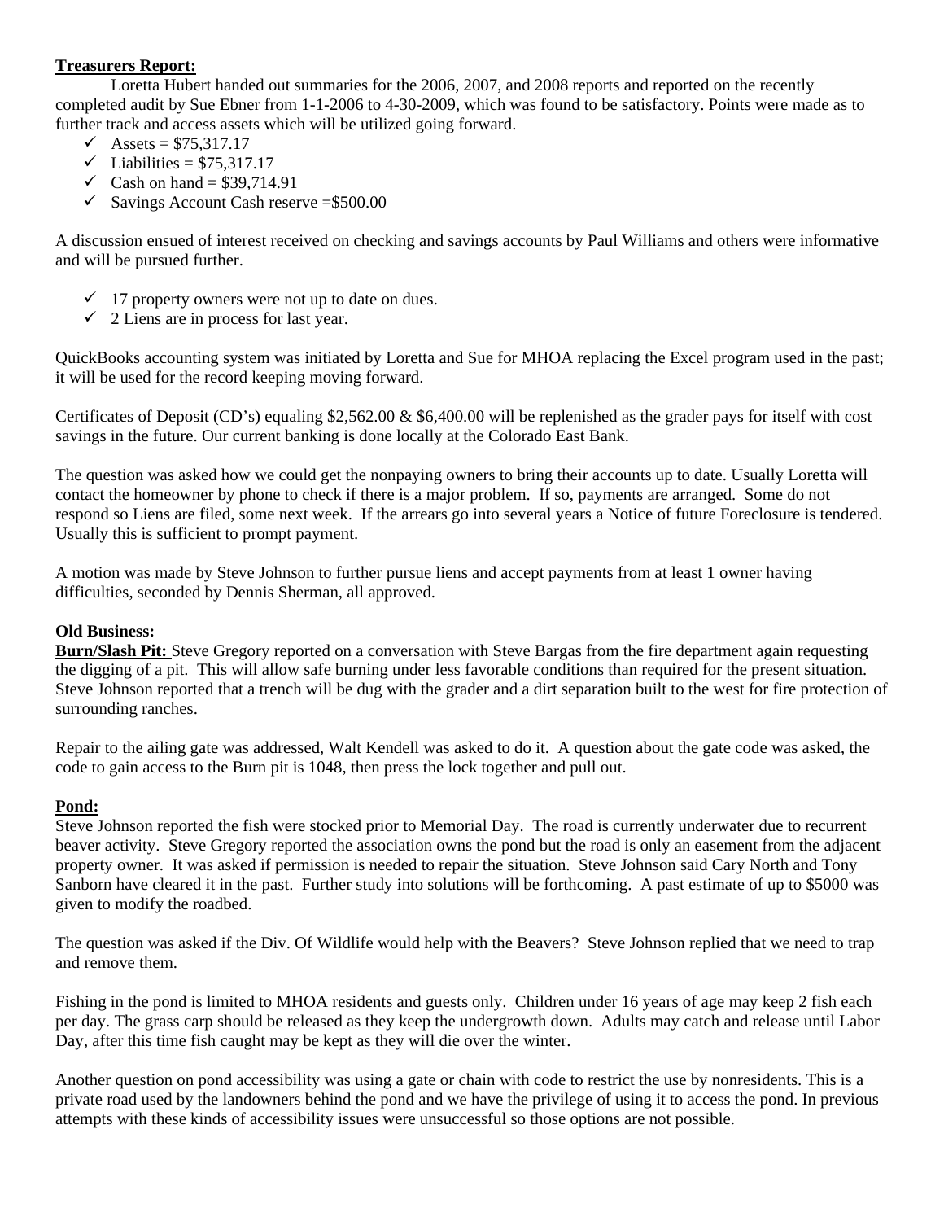**Treasurers Report:**

Loretta Hubert handed out summaries for the 2006, 2007, and 2008 reports and reported on the recently completed audit by Sue Ebner from 1-1-2006 to 4-30-2009, which was found to be satisfactory. Points were made as to further track and access assets which will be utilized going forward.

- ✓ Assets = $75,317.17
- ✓ Liabilities = $75,317.17
- ✓ Cash on hand = $39,714.91
- ✓ Savings Account Cash reserve =$500.00

A discussion ensued of interest received on checking and savings accounts by Paul Williams and others were informative and will be pursued further.

- ✓ 17 property owners were not up to date on dues.
- ✓ 2 Liens are in process for last year.

QuickBooks accounting system was initiated by Loretta and Sue for MHOA replacing the Excel program used in the past; it will be used for the record keeping moving forward.

Certificates of Deposit (CD's) equaling $2,562.00 & $6,400.00 will be replenished as the grader pays for itself with cost savings in the future. Our current banking is done locally at the Colorado East Bank.

The question was asked how we could get the nonpaying owners to bring their accounts up to date. Usually Loretta will contact the homeowner by phone to check if there is a major problem. If so, payments are arranged. Some do not respond so Liens are filed, some next week. If the arrears go into several years a Notice of future Foreclosure is tendered. Usually this is sufficient to prompt payment.

A motion was made by Steve Johnson to further pursue liens and accept payments from at least 1 owner having difficulties, seconded by Dennis Sherman, all approved.

**Old Business:**

**Burn/Slash Pit:** Steve Gregory reported on a conversation with Steve Bargas from the fire department again requesting the digging of a pit. This will allow safe burning under less favorable conditions than required for the present situation. Steve Johnson reported that a trench will be dug with the grader and a dirt separation built to the west for fire protection of surrounding ranches.

Repair to the ailing gate was addressed, Walt Kendell was asked to do it. A question about the gate code was asked, the code to gain access to the Burn pit is 1048, then press the lock together and pull out.

**Pond:**

Steve Johnson reported the fish were stocked prior to Memorial Day. The road is currently underwater due to recurrent beaver activity. Steve Gregory reported the association owns the pond but the road is only an easement from the adjacent property owner. It was asked if permission is needed to repair the situation. Steve Johnson said Cary North and Tony Sanborn have cleared it in the past. Further study into solutions will be forthcoming. A past estimate of up to $5000 was given to modify the roadbed.

The question was asked if the Div. Of Wildlife would help with the Beavers? Steve Johnson replied that we need to trap and remove them.

Fishing in the pond is limited to MHOA residents and guests only. Children under 16 years of age may keep 2 fish each per day. The grass carp should be released as they keep the undergrowth down. Adults may catch and release until Labor Day, after this time fish caught may be kept as they will die over the winter.

Another question on pond accessibility was using a gate or chain with code to restrict the use by nonresidents. This is a private road used by the landowners behind the pond and we have the privilege of using it to access the pond. In previous attempts with these kinds of accessibility issues were unsuccessful so those options are not possible.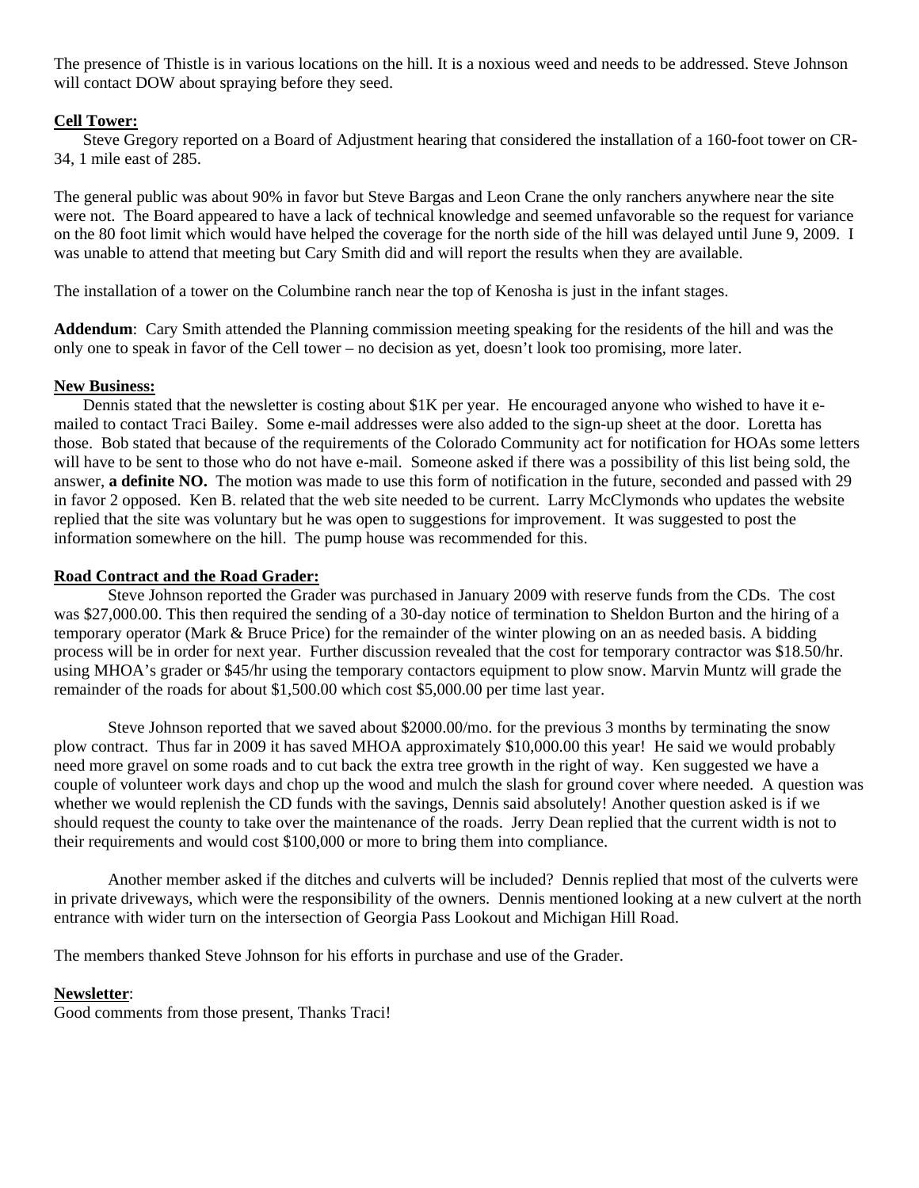The presence of Thistle is in various locations on the hill. It is a noxious weed and needs to be addressed. Steve Johnson will contact DOW about spraying before they seed.

**Cell Tower:**

Steve Gregory reported on a Board of Adjustment hearing that considered the installation of a 160-foot tower on CR-34, 1 mile east of 285.

The general public was about 90% in favor but Steve Bargas and Leon Crane the only ranchers anywhere near the site were not. The Board appeared to have a lack of technical knowledge and seemed unfavorable so the request for variance on the 80 foot limit which would have helped the coverage for the north side of the hill was delayed until June 9, 2009. I was unable to attend that meeting but Cary Smith did and will report the results when they are available.

The installation of a tower on the Columbine ranch near the top of Kenosha is just in the infant stages.

**Addendum**: Cary Smith attended the Planning commission meeting speaking for the residents of the hill and was the only one to speak in favor of the Cell tower – no decision as yet, doesn't look too promising, more later.

**New Business:**

Dennis stated that the newsletter is costing about $1K per year. He encouraged anyone who wished to have it e-mailed to contact Traci Bailey. Some e-mail addresses were also added to the sign-up sheet at the door. Loretta has those. Bob stated that because of the requirements of the Colorado Community act for notification for HOAs some letters will have to be sent to those who do not have e-mail. Someone asked if there was a possibility of this list being sold, the answer, **a definite NO.** The motion was made to use this form of notification in the future, seconded and passed with 29 in favor 2 opposed. Ken B. related that the web site needed to be current. Larry McClymonds who updates the website replied that the site was voluntary but he was open to suggestions for improvement. It was suggested to post the information somewhere on the hill. The pump house was recommended for this.

**Road Contract and the Road Grader:**

Steve Johnson reported the Grader was purchased in January 2009 with reserve funds from the CDs. The cost was $27,000.00. This then required the sending of a 30-day notice of termination to Sheldon Burton and the hiring of a temporary operator (Mark & Bruce Price) for the remainder of the winter plowing on an as needed basis. A bidding process will be in order for next year. Further discussion revealed that the cost for temporary contractor was $18.50/hr. using MHOA's grader or $45/hr using the temporary contactors equipment to plow snow. Marvin Muntz will grade the remainder of the roads for about $1,500.00 which cost $5,000.00 per time last year.

Steve Johnson reported that we saved about $2000.00/mo. for the previous 3 months by terminating the snow plow contract. Thus far in 2009 it has saved MHOA approximately $10,000.00 this year! He said we would probably need more gravel on some roads and to cut back the extra tree growth in the right of way. Ken suggested we have a couple of volunteer work days and chop up the wood and mulch the slash for ground cover where needed. A question was whether we would replenish the CD funds with the savings, Dennis said absolutely! Another question asked is if we should request the county to take over the maintenance of the roads. Jerry Dean replied that the current width is not to their requirements and would cost $100,000 or more to bring them into compliance.

Another member asked if the ditches and culverts will be included? Dennis replied that most of the culverts were in private driveways, which were the responsibility of the owners. Dennis mentioned looking at a new culvert at the north entrance with wider turn on the intersection of Georgia Pass Lookout and Michigan Hill Road.

The members thanked Steve Johnson for his efforts in purchase and use of the Grader.

**Newsletter**:

Good comments from those present, Thanks Traci!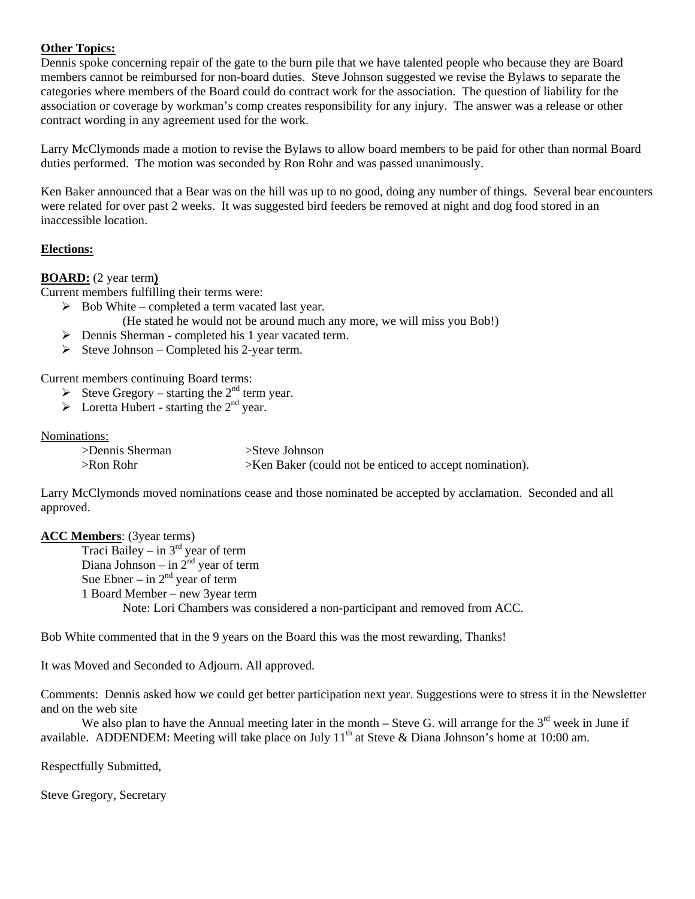**Other Topics:**
Dennis spoke concerning repair of the gate to the burn pile that we have talented people who because they are Board members cannot be reimbursed for non-board duties. Steve Johnson suggested we revise the Bylaws to separate the categories where members of the Board could do contract work for the association. The question of liability for the association or coverage by workman's comp creates responsibility for any injury. The answer was a release or other contract wording in any agreement used for the work.

Larry McClymonds made a motion to revise the Bylaws to allow board members to be paid for other than normal Board duties performed. The motion was seconded by Ron Rohr and was passed unanimously.

Ken Baker announced that a Bear was on the hill was up to no good, doing any number of things. Several bear encounters were related for over past 2 weeks. It was suggested bird feeders be removed at night and dog food stored in an inaccessible location.

**Elections:**

**BOARD:** (2 year term**)**
Current members fulfilling their terms were:

- Bob White – completed a term vacated last year.
  (He stated he would not be around much any more, we will miss you Bob!)
- Dennis Sherman - completed his 1 year vacated term.
- Steve Johnson – Completed his 2-year term.

Current members continuing Board terms:

- Steve Gregory – starting the 2nd term year.
- Loretta Hubert - starting the 2nd year.

Nominations:

| | |
|---|---|
| >Dennis Sherman | >Steve Johnson |
| >Ron Rohr | >Ken Baker (could not be enticed to accept nomination). |

Larry McClymonds moved nominations cease and those nominated be accepted by acclamation. Seconded and all approved.

**ACC Members**: (3year terms)

Traci Bailey – in 3rd year of term
Diana Johnson – in 2nd year of term
Sue Ebner – in 2nd year of term
1 Board Member – new 3year term
Note: Lori Chambers was considered a non-participant and removed from ACC.

Bob White commented that in the 9 years on the Board this was the most rewarding, Thanks!

It was Moved and Seconded to Adjourn. All approved.

Comments: Dennis asked how we could get better participation next year. Suggestions were to stress it in the Newsletter and on the web site

We also plan to have the Annual meeting later in the month – Steve G. will arrange for the 3rd week in June if available. ADDENDEM: Meeting will take place on July 11th at Steve & Diana Johnson's home at 10:00 am.

Respectfully Submitted,

Steve Gregory, Secretary